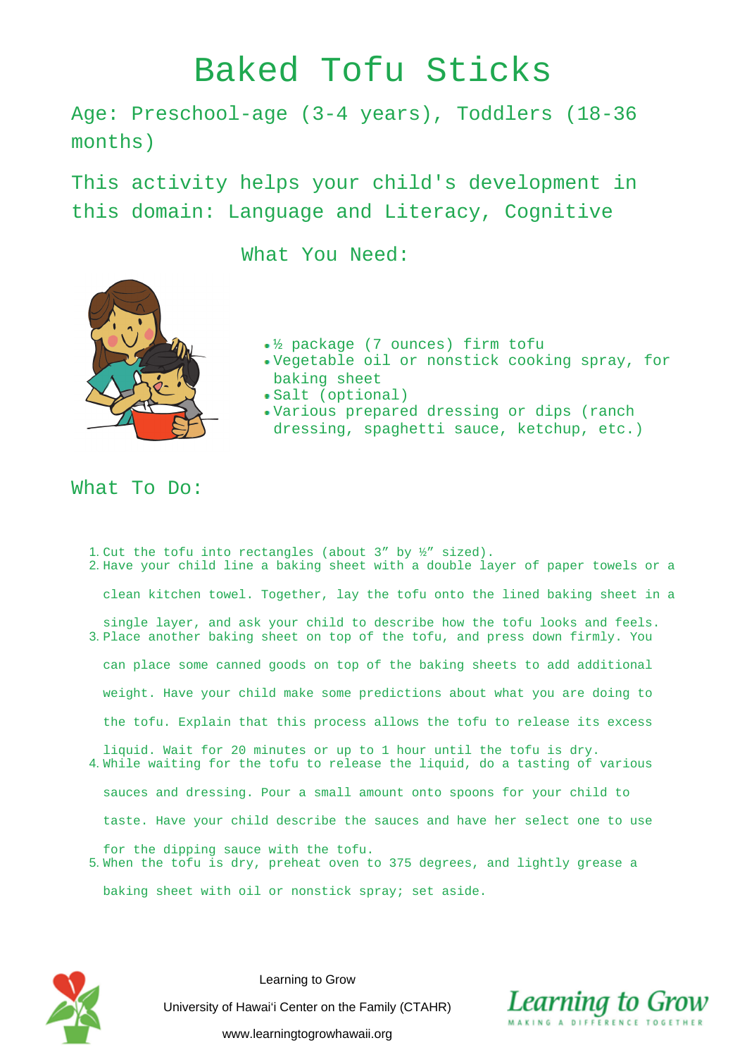# Baked Tofu Sticks

## Age: Preschool-age (3-4 years), Toddlers (18-36 months)

## This activity helps your child's development in this domain: Language and Literacy, Cognitive

## What You Need:

- ½ package (7 ounces) firm tofu
- Vegetable oil or nonstick cooking spray, for baking sheet
- Salt (optional)
- Various prepared dressing or dips (ranch dressing, spaghetti sauce, ketchup, etc.)

## What To Do:

1. Cut the tofu into rectangles (about 3″ by ½″ sized).
2. Have your child line a baking sheet with a double layer of paper towels or a clean kitchen towel. Together, lay the tofu onto the lined baking sheet in a single layer, and ask your child to describe how the tofu looks and feels.
3. Place another baking sheet on top of the tofu, and press down firmly. You can place some canned goods on top of the baking sheets to add additional weight. Have your child make some predictions about what you are doing to the tofu. Explain that this process allows the tofu to release its excess liquid. Wait for 20 minutes or up to 1 hour until the tofu is dry.
4. While waiting for the tofu to release the liquid, do a tasting of various sauces and dressing. Pour a small amount onto spoons for your child to taste. Have your child describe the sauces and have her select one to use for the dipping sauce with the tofu.
5. When the tofu is dry, preheat oven to 375 degrees, and lightly grease a baking sheet with oil or nonstick spray; set aside.

Learning to Grow

University of Hawaiʻi Center on the Family (CTAHR)

www.learningtogrowhawaii.org

Learning to Grow
MAKING A DIFFERENCE TOGETHER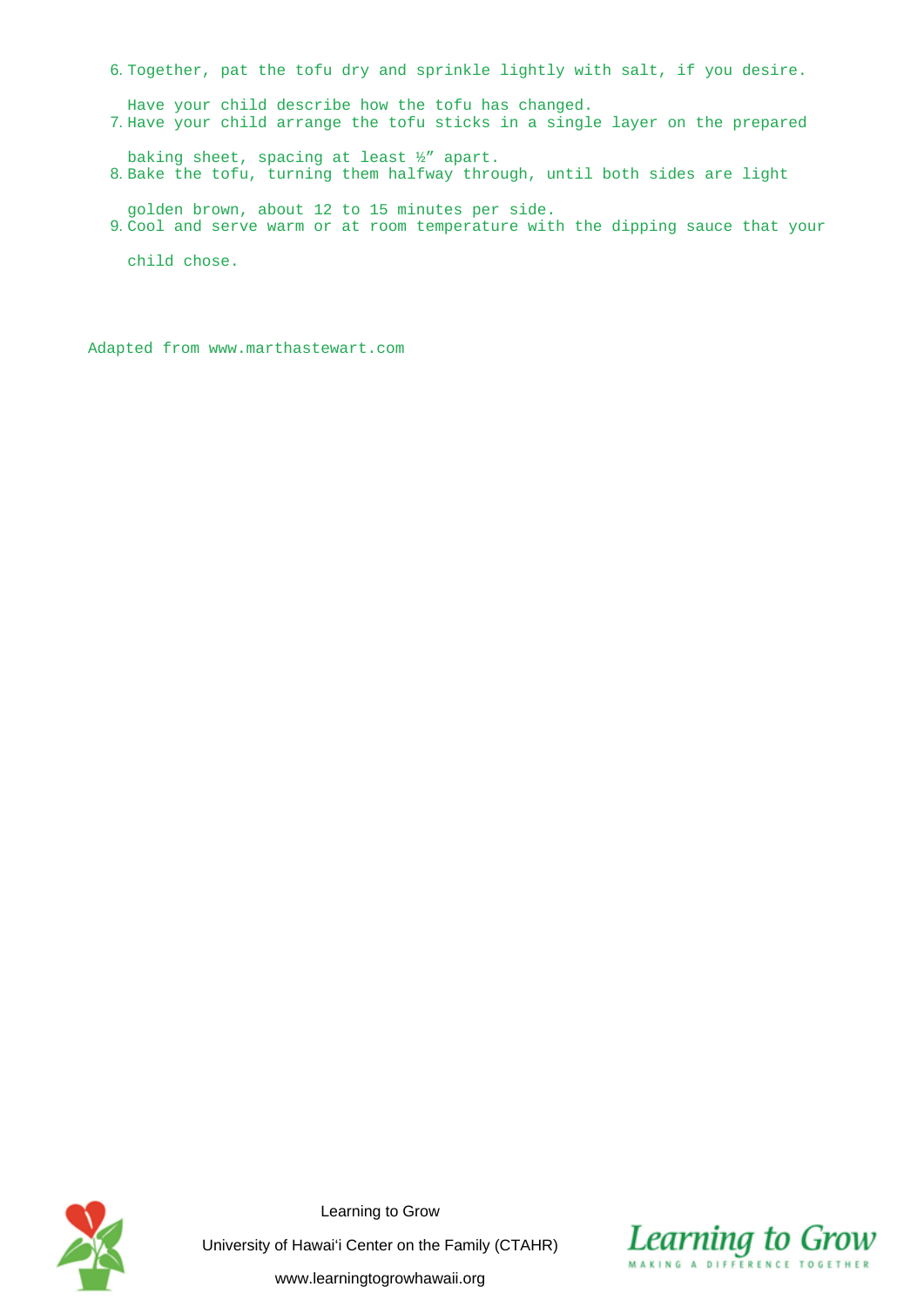6. Together, pat the tofu dry and sprinkle lightly with salt, if you desire. Have your child describe how the tofu has changed.
7. Have your child arrange the tofu sticks in a single layer on the prepared baking sheet, spacing at least ½" apart.
8. Bake the tofu, turning them halfway through, until both sides are light golden brown, about 12 to 15 minutes per side.
9. Cool and serve warm or at room temperature with the dipping sauce that your child chose.

Adapted from www.marthastewart.com